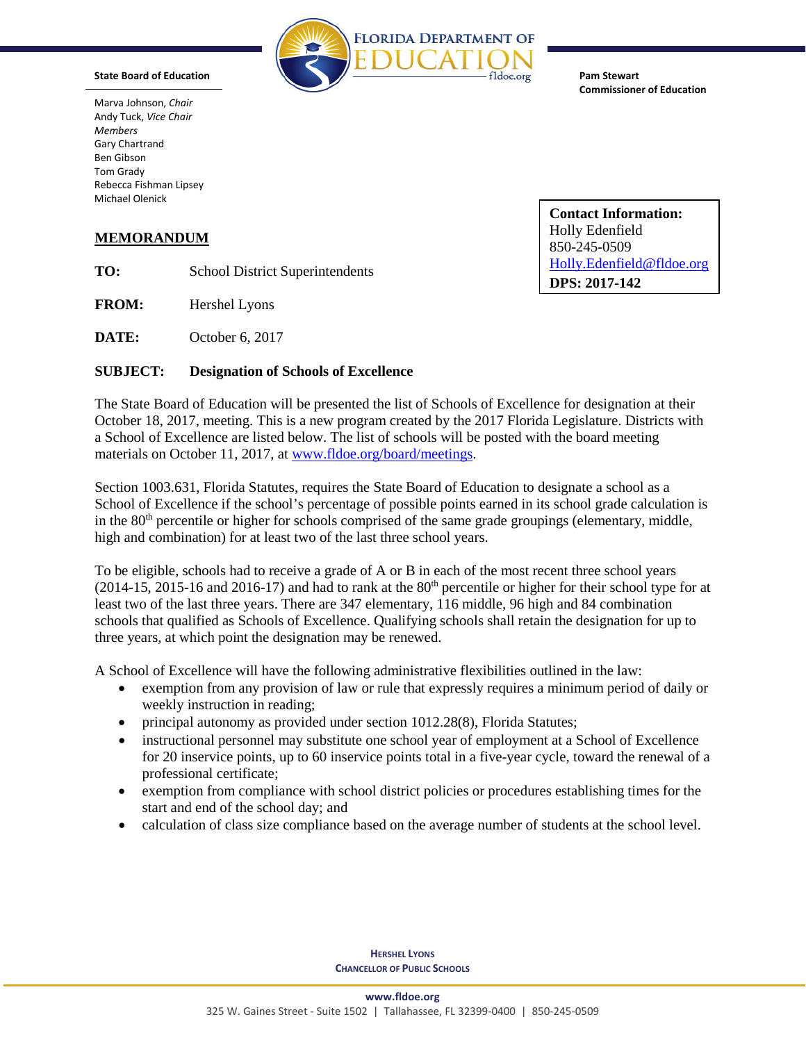FLORIDA DEPARTMENT OF EDUCATION
fldoe.org

**State Board of Education**

Marva Johnson, *Chair*
Andy Tuck, *Vice Chair*
*Members*
Gary Chartrand
Ben Gibson
Tom Grady
Rebecca Fishman Lipsey
Michael Olenick

**Pam Stewart**
**Commissioner of Education**

**Contact Information:**
Holly Edenfield
850-245-0509
Holly.Edenfield@fldoe.org
**DPS: 2017-142**

## MEMORANDUM

**TO:** School District Superintendents

**FROM:** Hershel Lyons

**DATE:** October 6, 2017

**SUBJECT: Designation of Schools of Excellence**

The State Board of Education will be presented the list of Schools of Excellence for designation at their October 18, 2017, meeting. This is a new program created by the 2017 Florida Legislature. Districts with a School of Excellence are listed below. The list of schools will be posted with the board meeting materials on October 11, 2017, at www.fldoe.org/board/meetings.

Section 1003.631, Florida Statutes, requires the State Board of Education to designate a school as a School of Excellence if the school's percentage of possible points earned in its school grade calculation is in the 80th percentile or higher for schools comprised of the same grade groupings (elementary, middle, high and combination) for at least two of the last three school years.

To be eligible, schools had to receive a grade of A or B in each of the most recent three school years (2014-15, 2015-16 and 2016-17) and had to rank at the 80th percentile or higher for their school type for at least two of the last three years. There are 347 elementary, 116 middle, 96 high and 84 combination schools that qualified as Schools of Excellence. Qualifying schools shall retain the designation for up to three years, at which point the designation may be renewed.

A School of Excellence will have the following administrative flexibilities outlined in the law:

- exemption from any provision of law or rule that expressly requires a minimum period of daily or weekly instruction in reading;
- principal autonomy as provided under section 1012.28(8), Florida Statutes;
- instructional personnel may substitute one school year of employment at a School of Excellence for 20 inservice points, up to 60 inservice points total in a five-year cycle, toward the renewal of a professional certificate;
- exemption from compliance with school district policies or procedures establishing times for the start and end of the school day; and
- calculation of class size compliance based on the average number of students at the school level.

HERSHEL LYONS
CHANCELLOR OF PUBLIC SCHOOLS

www.fldoe.org
325 W. Gaines Street - Suite 1502 | Tallahassee, FL 32399-0400 | 850-245-0509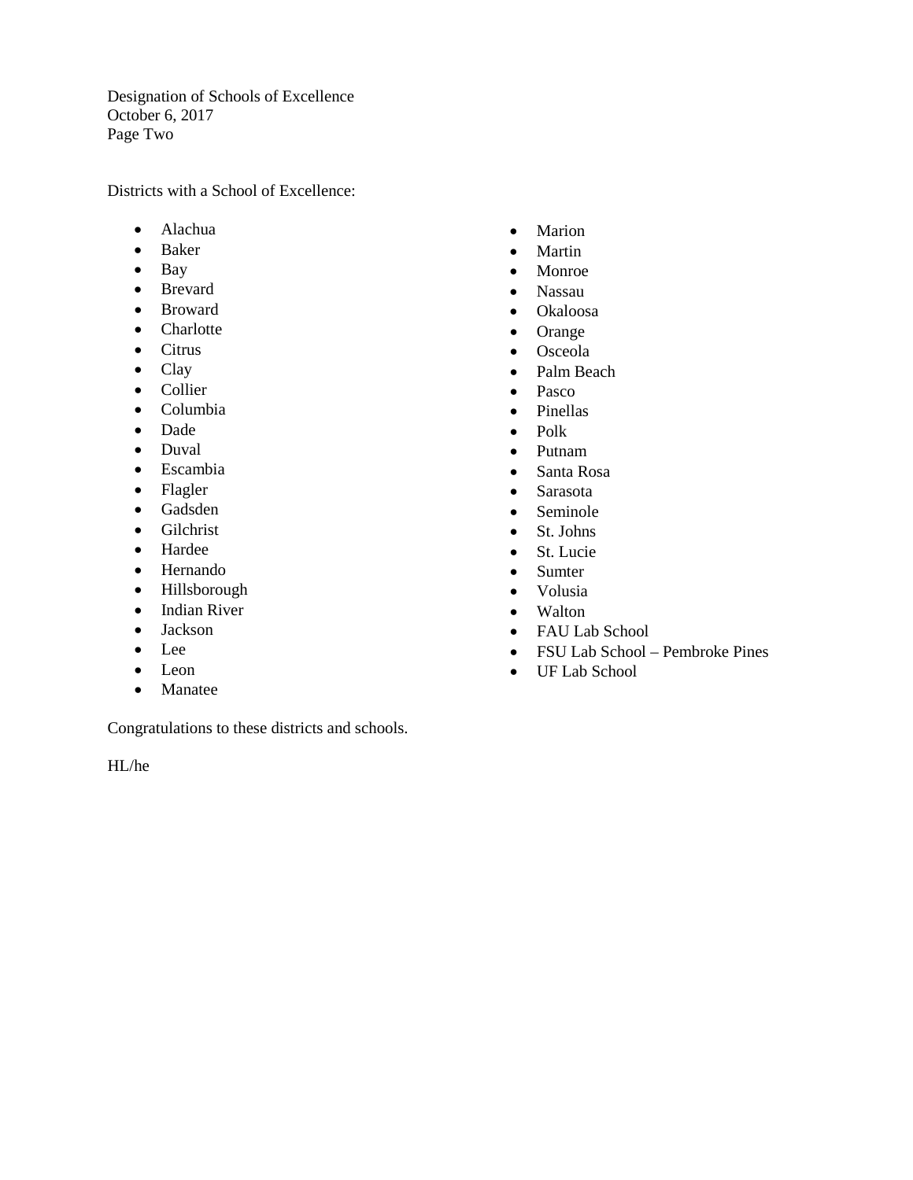Districts with a School of Excellence:

- Alachua
- Baker
- Bay
- Brevard
- Broward
- Charlotte
- Citrus
- Clay
- Collier
- Columbia
- Dade
- Duval
- Escambia
- Flagler
- Gadsden
- Gilchrist
- Hardee
- Hernando
- Hillsborough
- Indian River
- Jackson
- Lee
- Leon
- Manatee
- Marion
- Martin
- Monroe
- Nassau
- Okaloosa
- Orange
- Osceola
- Palm Beach
- Pasco
- Pinellas
- Polk
- Putnam
- Santa Rosa
- Sarasota
- Seminole
- St. Johns
- St. Lucie
- Sumter
- Volusia
- Walton
- FAU Lab School
- FSU Lab School – Pembroke Pines
- UF Lab School

Congratulations to these districts and schools.

HL/he